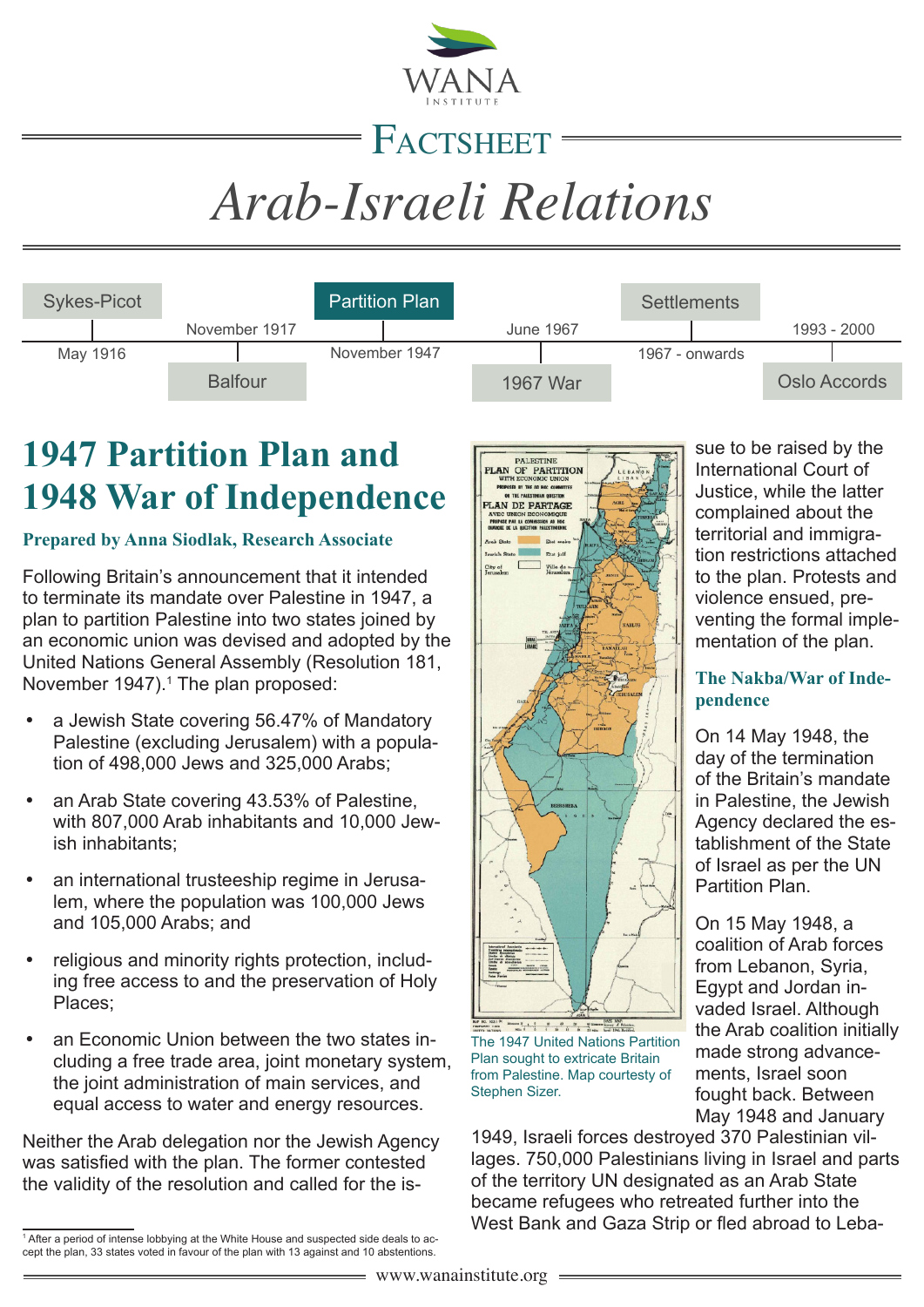# FACTSHEET

# *Arab-Israeli Relations*

| Sykes-Picot | Balfour | Partition Plan | 1967 War | Settlements | Oslo Accords |
|---|---|---|---|---|---|
| May 1916 | November 1917 | November 1947 | June 1967 | 1967 - onwards | 1993 - 2000 |

## 1947 Partition Plan and 1948 War of Independence

**Prepared by Anna Siodlak, Research Associate**

Following Britain's announcement that it intended to terminate its mandate over Palestine in 1947, a plan to partition Palestine into two states joined by an economic union was devised and adopted by the United Nations General Assembly (Resolution 181, November 1947).[1] The plan proposed:

- a Jewish State covering 56.47% of Mandatory Palestine (excluding Jerusalem) with a population of 498,000 Jews and 325,000 Arabs;
- an Arab State covering 43.53% of Palestine, with 807,000 Arab inhabitants and 10,000 Jewish inhabitants;
- an international trusteeship regime in Jerusalem, where the population was 100,000 Jews and 105,000 Arabs; and
- religious and minority rights protection, including free access to and the preservation of Holy Places;
- an Economic Union between the two states including a free trade area, joint monetary system, the joint administration of main services, and equal access to water and energy resources.

Neither the Arab delegation nor the Jewish Agency was satisfied with the plan. The former contested the validity of the resolution and called for the issue to be raised by the International Court of Justice, while the latter complained about the territorial and immigration restrictions attached to the plan. Protests and violence ensued, preventing the formal implementation of the plan.

The 1947 United Nations Partition Plan sought to extricate Britain from Palestine. Map courtesy of Stephen Sizer.

### The Nakba/War of Independence

On 14 May 1948, the day of the termination of the Britain's mandate in Palestine, the Jewish Agency declared the establishment of the State of Israel as per the UN Partition Plan.

On 15 May 1948, a coalition of Arab forces from Lebanon, Syria, Egypt and Jordan invaded Israel. Although the Arab coalition initially made strong advancements, Israel soon fought back. Between May 1948 and January 1949, Israeli forces destroyed 370 Palestinian villages. 750,000 Palestinians living in Israel and parts of the territory UN designated as an Arab State became refugees who retreated further into the West Bank and Gaza Strip or fled abroad to Leba-

[1] After a period of intense lobbying at the White House and suspected side deals to accept the plan, 33 states voted in favour of the plan with 13 against and 10 abstentions.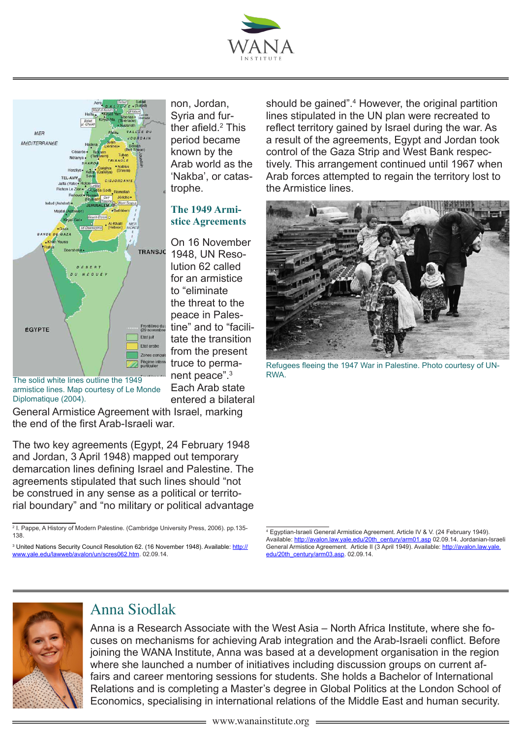non, Jordan, Syria and further afield.[2] This period became known by the Arab world as the 'Nakba', or catastrophe.

The solid white lines outline the 1949 armistice lines. Map courtesy of Le Monde Diplomatique (2004).

### The 1949 Armistice Agreements

On 16 November 1948, UN Resolution 62 called for an armistice to "eliminate the threat to the peace in Palestine" and to "facilitate the transition from the present truce to permanent peace".[3] Each Arab state entered a bilateral General Armistice Agreement with Israel, marking the end of the first Arab-Israeli war.

The two key agreements (Egypt, 24 February 1948 and Jordan, 3 April 1948) mapped out temporary demarcation lines defining Israel and Palestine. The agreements stipulated that such lines should "not be construed in any sense as a political or territorial boundary" and "no military or political advantage should be gained".[4] However, the original partition lines stipulated in the UN plan were recreated to reflect territory gained by Israel during the war. As a result of the agreements, Egypt and Jordan took control of the Gaza Strip and West Bank respectively. This arrangement continued until 1967 when Arab forces attempted to regain the territory lost to the Armistice lines.

Refugees fleeing the 1947 War in Palestine. Photo courtesy of UNRWA.

[2] I. Pappe, A History of Modern Palestine. (Cambridge University Press, 2006). pp.135-138.

[3] United Nations Security Council Resolution 62. (16 November 1948). Available: http://www.yale.edu/lawweb/avalon/un/scres062.htm. 02.09.14.

[4] Egyptian-Israeli General Armistice Agreement. Article IV & V. (24 February 1949). Available: http://avalon.law.yale.edu/20th_century/arm01.asp 02.09.14. Jordanian-Israeli General Armistice Agreement. Article II (3 April 1949). Available: http://avalon.law.yale.edu/20th_century/arm03.asp. 02.09.14.

## Anna Siodlak

Anna is a Research Associate with the West Asia – North Africa Institute, where she focuses on mechanisms for achieving Arab integration and the Arab-Israeli conflict. Before joining the WANA Institute, Anna was based at a development organisation in the region where she launched a number of initiatives including discussion groups on current affairs and career mentoring sessions for students. She holds a Bachelor of International Relations and is completing a Master's degree in Global Politics at the London School of Economics, specialising in international relations of the Middle East and human security.

www.wanainstitute.org